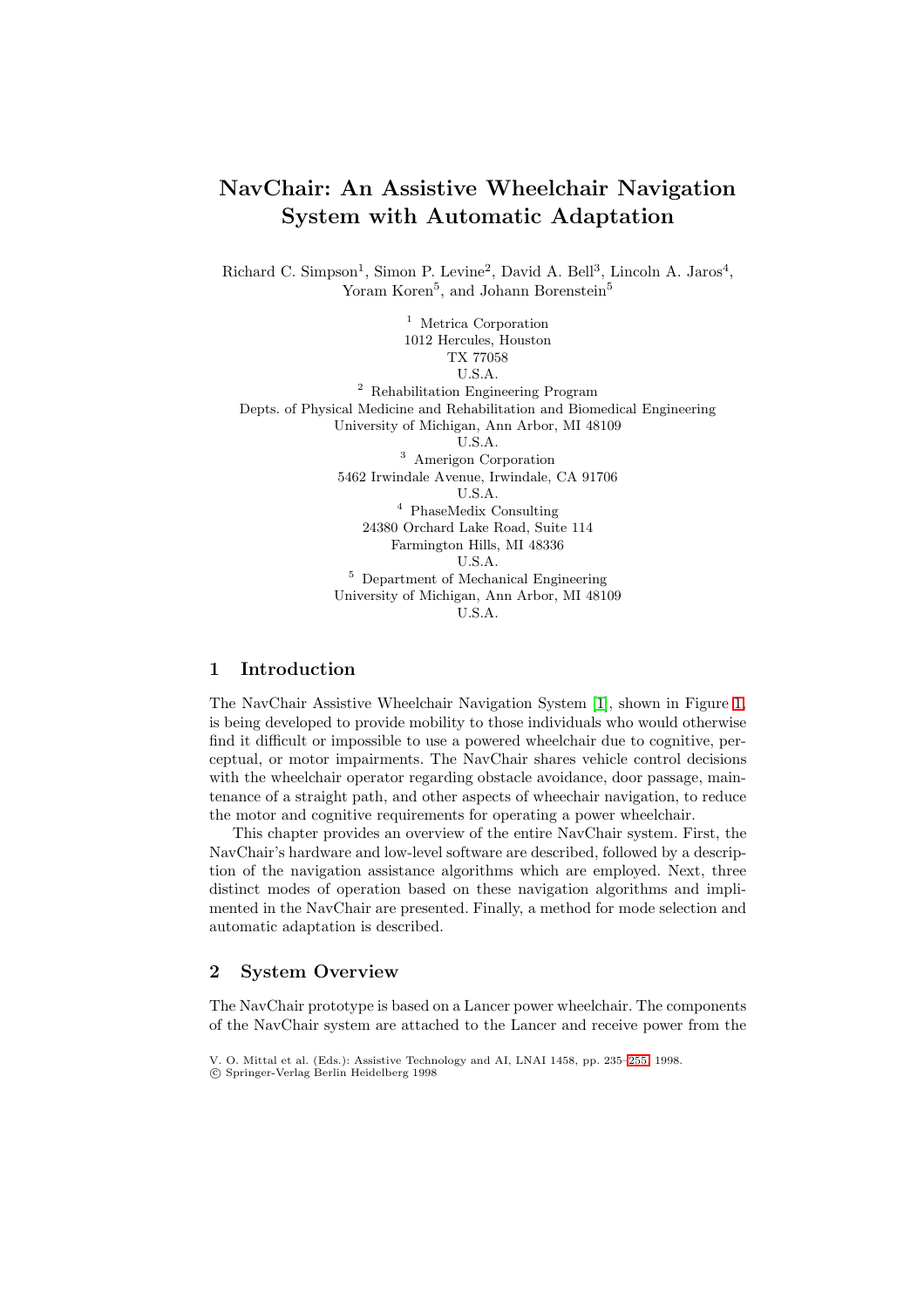# NavChair: An Assistive Wheelchair Navigation System with Automatic Adaptation

Richard C. Simpson[1], Simon P. Levine[2], David A. Bell[3], Lincoln A. Jaros[4], Yoram Koren[5], and Johann Borenstein[5]

[1] Metrica Corporation
1012 Hercules, Houston
TX 77058
U.S.A.

[2] Rehabilitation Engineering Program
Depts. of Physical Medicine and Rehabilitation and Biomedical Engineering
University of Michigan, Ann Arbor, MI 48109
U.S.A.

[3] Amerigon Corporation
5462 Irwindale Avenue, Irwindale, CA 91706
U.S.A.

[4] PhaseMedix Consulting
24380 Orchard Lake Road, Suite 114
Farmington Hills, MI 48336
U.S.A.

[5] Department of Mechanical Engineering
University of Michigan, Ann Arbor, MI 48109
U.S.A.

## 1 Introduction

The NavChair Assistive Wheelchair Navigation System [1], shown in Figure 1, is being developed to provide mobility to those individuals who would otherwise find it difficult or impossible to use a powered wheelchair due to cognitive, perceptual, or motor impairments. The NavChair shares vehicle control decisions with the wheelchair operator regarding obstacle avoidance, door passage, maintenance of a straight path, and other aspects of wheechair navigation, to reduce the motor and cognitive requirements for operating a power wheelchair.

This chapter provides an overview of the entire NavChair system. First, the NavChair's hardware and low-level software are described, followed by a description of the navigation assistance algorithms which are employed. Next, three distinct modes of operation based on these navigation algorithms and implimented in the NavChair are presented. Finally, a method for mode selection and automatic adaptation is described.

## 2 System Overview

The NavChair prototype is based on a Lancer power wheelchair. The components of the NavChair system are attached to the Lancer and receive power from the

V. O. Mittal et al. (Eds.): Assistive Technology and AI, LNAI 1458, pp. 235–255, 1998.
© Springer-Verlag Berlin Heidelberg 1998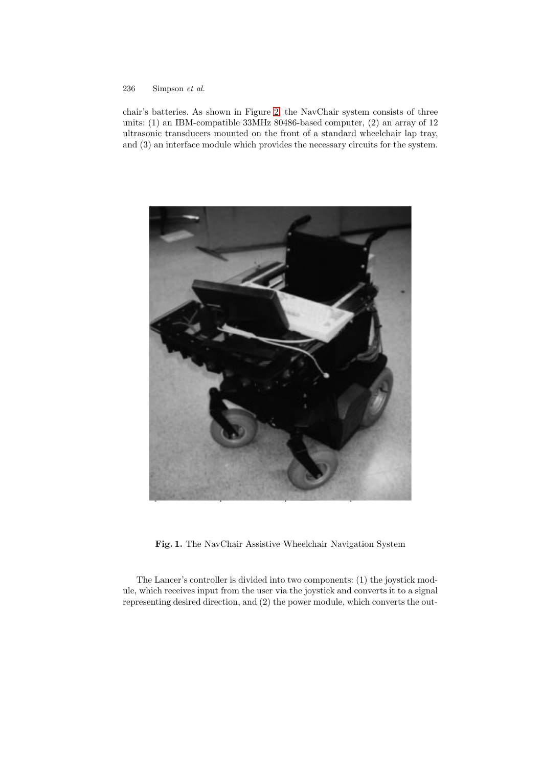chair's batteries. As shown in Figure 2, the NavChair system consists of three units: (1) an IBM-compatible 33MHz 80486-based computer, (2) an array of 12 ultrasonic transducers mounted on the front of a standard wheelchair lap tray, and (3) an interface module which provides the necessary circuits for the system.

**Fig. 1.** The NavChair Assistive Wheelchair Navigation System

The Lancer's controller is divided into two components: (1) the joystick module, which receives input from the user via the joystick and converts it to a signal representing desired direction, and (2) the power module, which converts the out-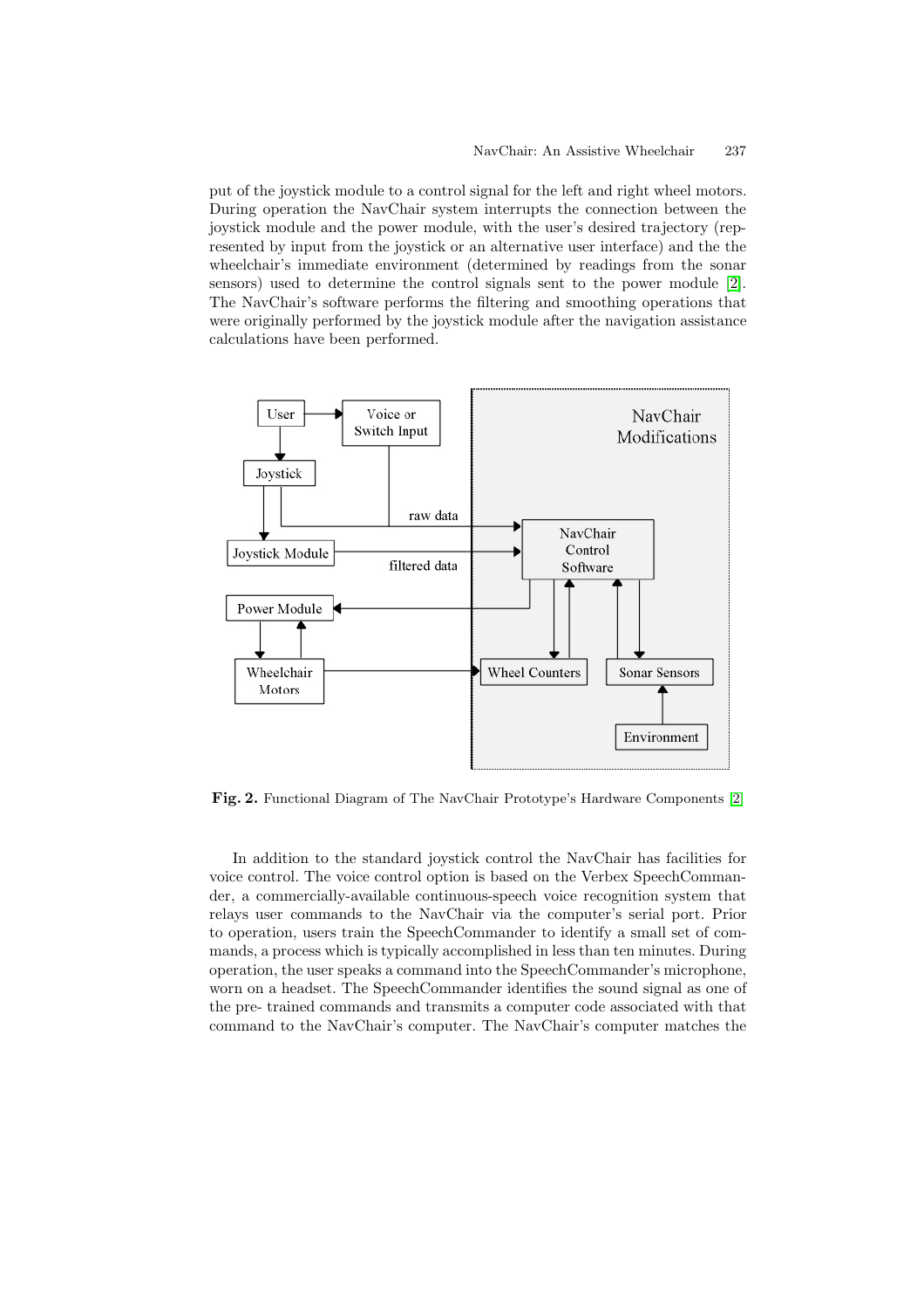put of the joystick module to a control signal for the left and right wheel motors. During operation the NavChair system interrupts the connection between the joystick module and the power module, with the user's desired trajectory (represented by input from the joystick or an alternative user interface) and the the wheelchair's immediate environment (determined by readings from the sonar sensors) used to determine the control signals sent to the power module [2]. The NavChair's software performs the filtering and smoothing operations that were originally performed by the joystick module after the navigation assistance calculations have been performed.

**Fig. 2.** Functional Diagram of The NavChair Prototype's Hardware Components [2]

In addition to the standard joystick control the NavChair has facilities for voice control. The voice control option is based on the Verbex SpeechCommander, a commercially-available continuous-speech voice recognition system that relays user commands to the NavChair via the computer's serial port. Prior to operation, users train the SpeechCommander to identify a small set of commands, a process which is typically accomplished in less than ten minutes. During operation, the user speaks a command into the SpeechCommander's microphone, worn on a headset. The SpeechCommander identifies the sound signal as one of the pre- trained commands and transmits a computer code associated with that command to the NavChair's computer. The NavChair's computer matches the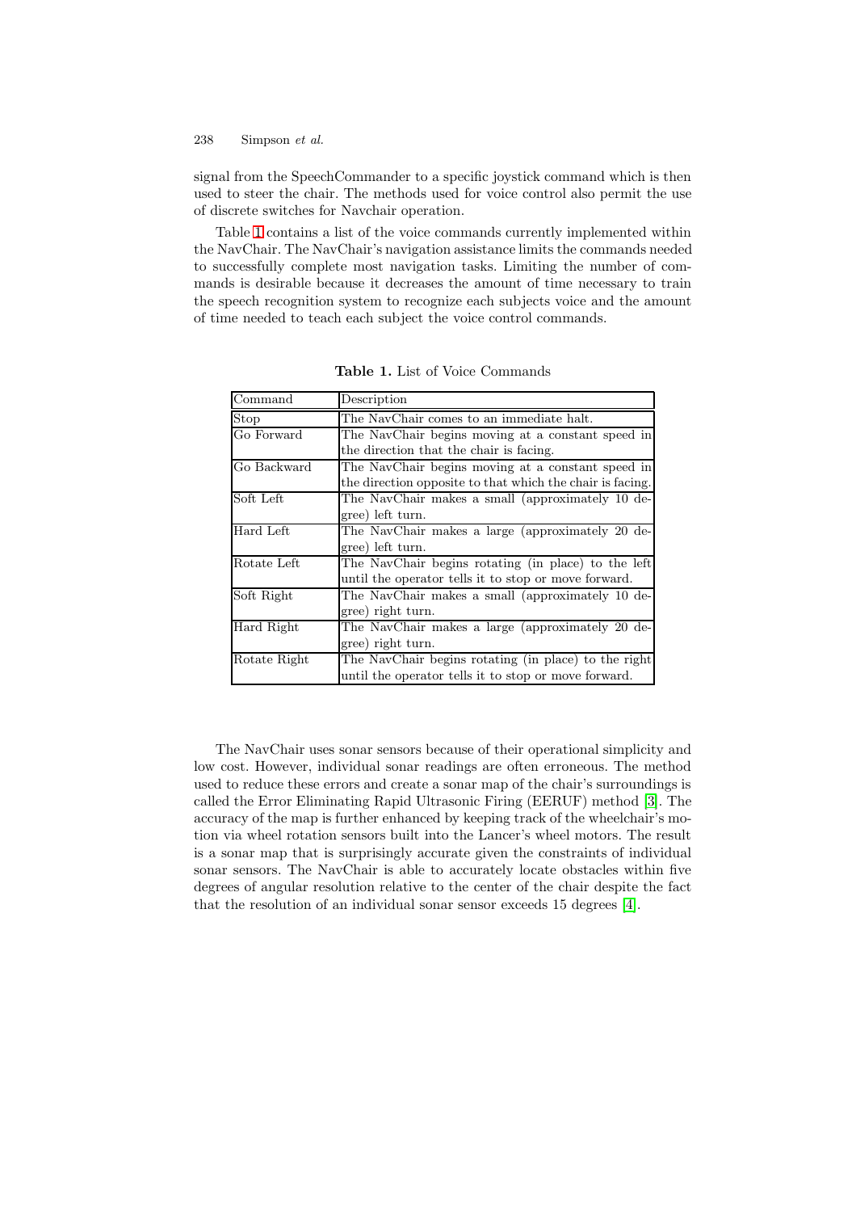signal from the SpeechCommander to a specific joystick command which is then used to steer the chair. The methods used for voice control also permit the use of discrete switches for Navchair operation.

Table 1 contains a list of the voice commands currently implemented within the NavChair. The NavChair's navigation assistance limits the commands needed to successfully complete most navigation tasks. Limiting the number of commands is desirable because it decreases the amount of time necessary to train the speech recognition system to recognize each subjects voice and the amount of time needed to teach each subject the voice control commands.

**Table 1.** List of Voice Commands

| Command | Description |
|---|---|
| Stop | The NavChair comes to an immediate halt. |
| Go Forward | The NavChair begins moving at a constant speed in the direction that the chair is facing. |
| Go Backward | The NavChair begins moving at a constant speed in the direction opposite to that which the chair is facing. |
| Soft Left | The NavChair makes a small (approximately 10 degree) left turn. |
| Hard Left | The NavChair makes a large (approximately 20 degree) left turn. |
| Rotate Left | The NavChair begins rotating (in place) to the left until the operator tells it to stop or move forward. |
| Soft Right | The NavChair makes a small (approximately 10 degree) right turn. |
| Hard Right | The NavChair makes a large (approximately 20 degree) right turn. |
| Rotate Right | The NavChair begins rotating (in place) to the right until the operator tells it to stop or move forward. |

The NavChair uses sonar sensors because of their operational simplicity and low cost. However, individual sonar readings are often erroneous. The method used to reduce these errors and create a sonar map of the chair's surroundings is called the Error Eliminating Rapid Ultrasonic Firing (EERUF) method [3]. The accuracy of the map is further enhanced by keeping track of the wheelchair's motion via wheel rotation sensors built into the Lancer's wheel motors. The result is a sonar map that is surprisingly accurate given the constraints of individual sonar sensors. The NavChair is able to accurately locate obstacles within five degrees of angular resolution relative to the center of the chair despite the fact that the resolution of an individual sonar sensor exceeds 15 degrees [4].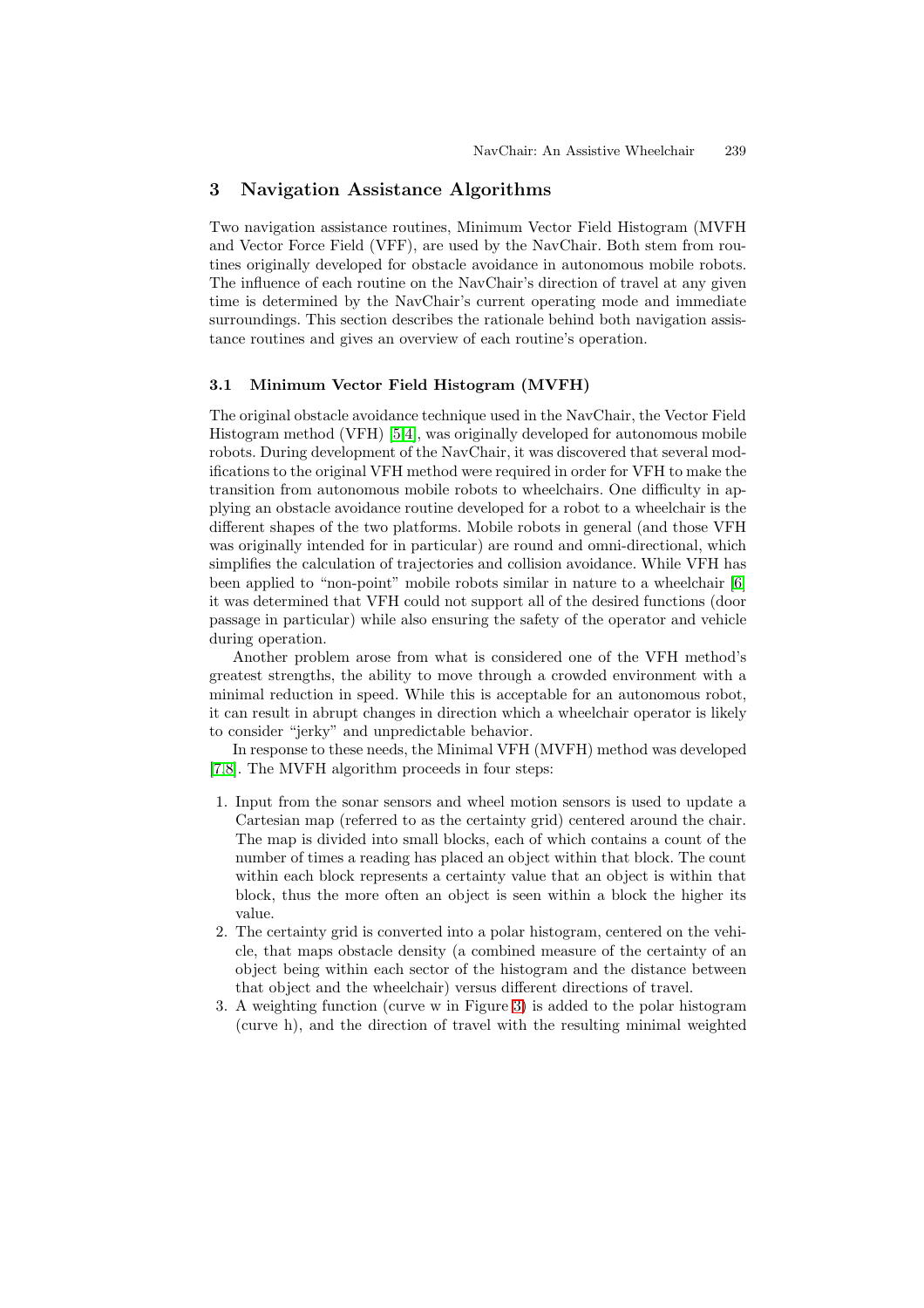## 3 Navigation Assistance Algorithms

Two navigation assistance routines, Minimum Vector Field Histogram (MVFH and Vector Force Field (VFF), are used by the NavChair. Both stem from routines originally developed for obstacle avoidance in autonomous mobile robots. The influence of each routine on the NavChair's direction of travel at any given time is determined by the NavChair's current operating mode and immediate surroundings. This section describes the rationale behind both navigation assistance routines and gives an overview of each routine's operation.

### 3.1 Minimum Vector Field Histogram (MVFH)

The original obstacle avoidance technique used in the NavChair, the Vector Field Histogram method (VFH) [5,4], was originally developed for autonomous mobile robots. During development of the NavChair, it was discovered that several modifications to the original VFH method were required in order for VFH to make the transition from autonomous mobile robots to wheelchairs. One difficulty in applying an obstacle avoidance routine developed for a robot to a wheelchair is the different shapes of the two platforms. Mobile robots in general (and those VFH was originally intended for in particular) are round and omni-directional, which simplifies the calculation of trajectories and collision avoidance. While VFH has been applied to "non-point" mobile robots similar in nature to a wheelchair [6] it was determined that VFH could not support all of the desired functions (door passage in particular) while also ensuring the safety of the operator and vehicle during operation.

Another problem arose from what is considered one of the VFH method's greatest strengths, the ability to move through a crowded environment with a minimal reduction in speed. While this is acceptable for an autonomous robot, it can result in abrupt changes in direction which a wheelchair operator is likely to consider "jerky" and unpredictable behavior.

In response to these needs, the Minimal VFH (MVFH) method was developed [7,8]. The MVFH algorithm proceeds in four steps:

1. Input from the sonar sensors and wheel motion sensors is used to update a Cartesian map (referred to as the certainty grid) centered around the chair. The map is divided into small blocks, each of which contains a count of the number of times a reading has placed an object within that block. The count within each block represents a certainty value that an object is within that block, thus the more often an object is seen within a block the higher its value.
2. The certainty grid is converted into a polar histogram, centered on the vehicle, that maps obstacle density (a combined measure of the certainty of an object being within each sector of the histogram and the distance between that object and the wheelchair) versus different directions of travel.
3. A weighting function (curve w in Figure 3) is added to the polar histogram (curve h), and the direction of travel with the resulting minimal weighted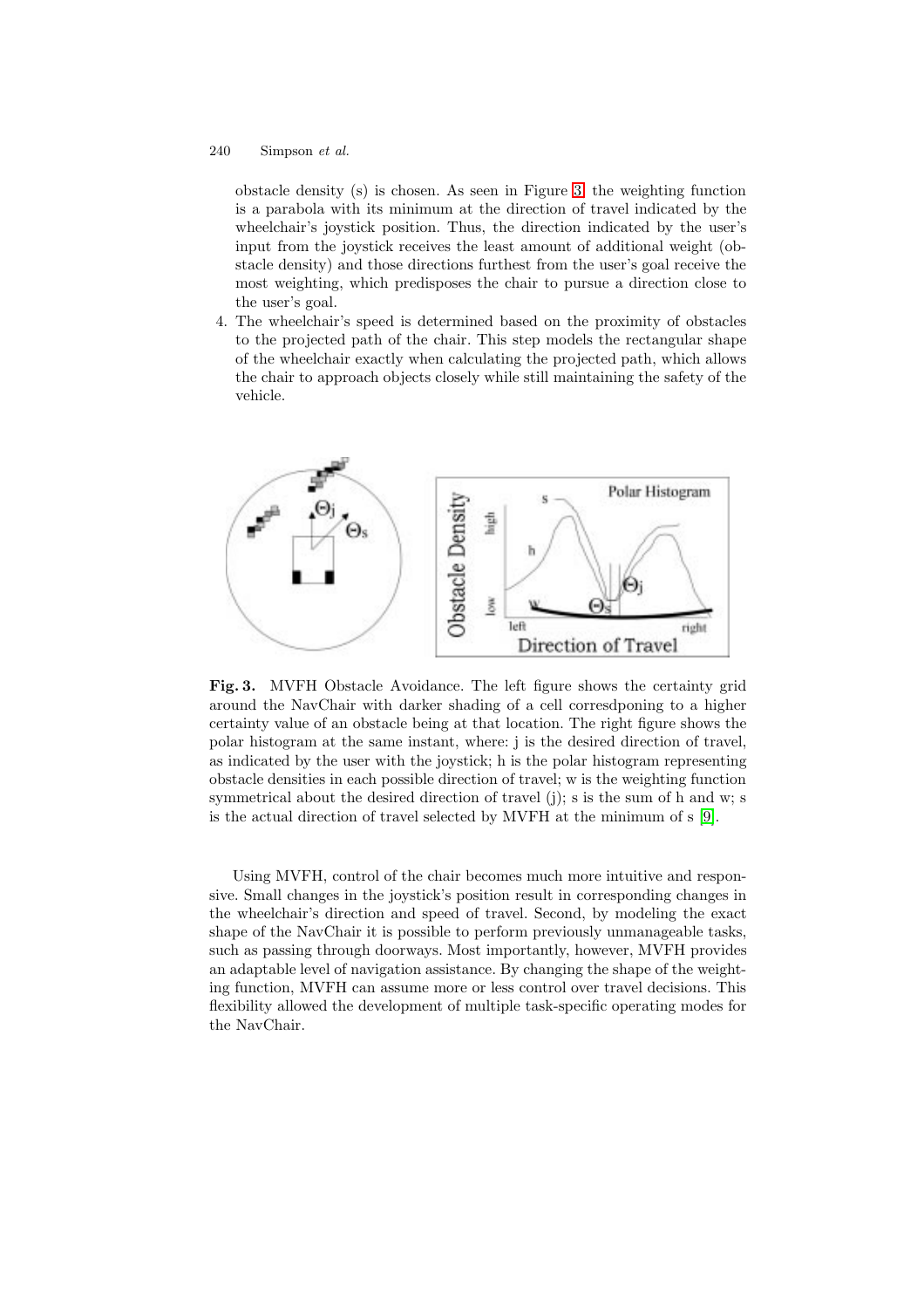obstacle density (s) is chosen. As seen in Figure 3, the weighting function is a parabola with its minimum at the direction of travel indicated by the wheelchair's joystick position. Thus, the direction indicated by the user's input from the joystick receives the least amount of additional weight (obstacle density) and those directions furthest from the user's goal receive the most weighting, which predisposes the chair to pursue a direction close to the user's goal.

4. The wheelchair's speed is determined based on the proximity of obstacles to the projected path of the chair. This step models the rectangular shape of the wheelchair exactly when calculating the projected path, which allows the chair to approach objects closely while still maintaining the safety of the vehicle.

$\Theta_j$
$\Theta_s$

Polar Histogram
Obstacle Density
high
low
s
h
w
$\Theta_s$
$\Theta_j$
left
right
Direction of Travel

**Fig. 3.** MVFH Obstacle Avoidance. The left figure shows the certainty grid around the NavChair with darker shading of a cell corresdponing to a higher certainty value of an obstacle being at that location. The right figure shows the polar histogram at the same instant, where: j is the desired direction of travel, as indicated by the user with the joystick; h is the polar histogram representing obstacle densities in each possible direction of travel; w is the weighting function symmetrical about the desired direction of travel (j); s is the sum of h and w; s is the actual direction of travel selected by MVFH at the minimum of s [9].

Using MVFH, control of the chair becomes much more intuitive and responsive. Small changes in the joystick's position result in corresponding changes in the wheelchair's direction and speed of travel. Second, by modeling the exact shape of the NavChair it is possible to perform previously unmanageable tasks, such as passing through doorways. Most importantly, however, MVFH provides an adaptable level of navigation assistance. By changing the shape of the weighting function, MVFH can assume more or less control over travel decisions. This flexibility allowed the development of multiple task-specific operating modes for the NavChair.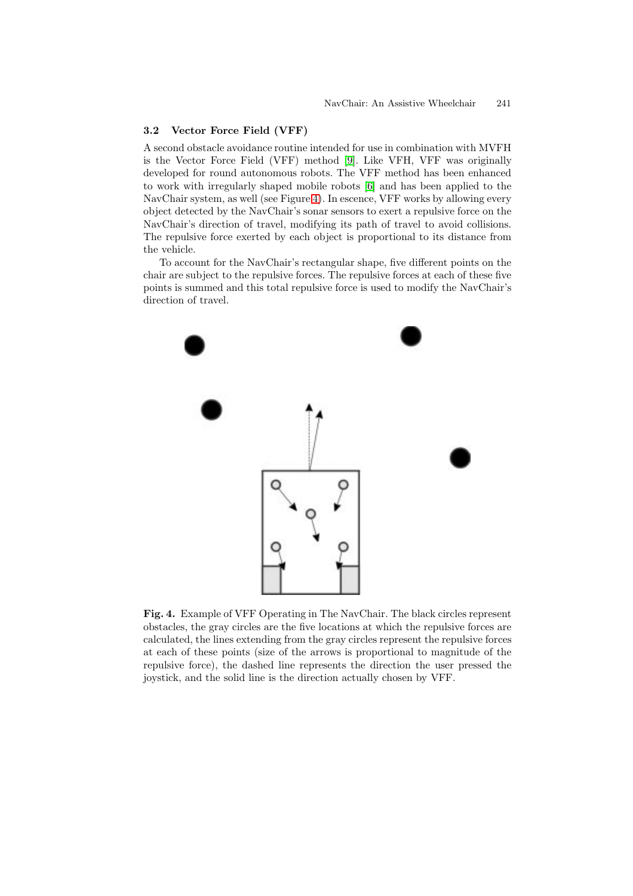### 3.2 Vector Force Field (VFF)

A second obstacle avoidance routine intended for use in combination with MVFH is the Vector Force Field (VFF) method [9]. Like VFH, VFF was originally developed for round autonomous robots. The VFF method has been enhanced to work with irregularly shaped mobile robots [6] and has been applied to the NavChair system, as well (see Figure 4). In escence, VFF works by allowing every object detected by the NavChair's sonar sensors to exert a repulsive force on the NavChair's direction of travel, modifying its path of travel to avoid collisions. The repulsive force exerted by each object is proportional to its distance from the vehicle.

To account for the NavChair's rectangular shape, five different points on the chair are subject to the repulsive forces. The repulsive forces at each of these five points is summed and this total repulsive force is used to modify the NavChair's direction of travel.

**Fig. 4.** Example of VFF Operating in The NavChair. The black circles represent obstacles, the gray circles are the five locations at which the repulsive forces are calculated, the lines extending from the gray circles represent the repulsive forces at each of these points (size of the arrows is proportional to magnitude of the repulsive force), the dashed line represents the direction the user pressed the joystick, and the solid line is the direction actually chosen by VFF.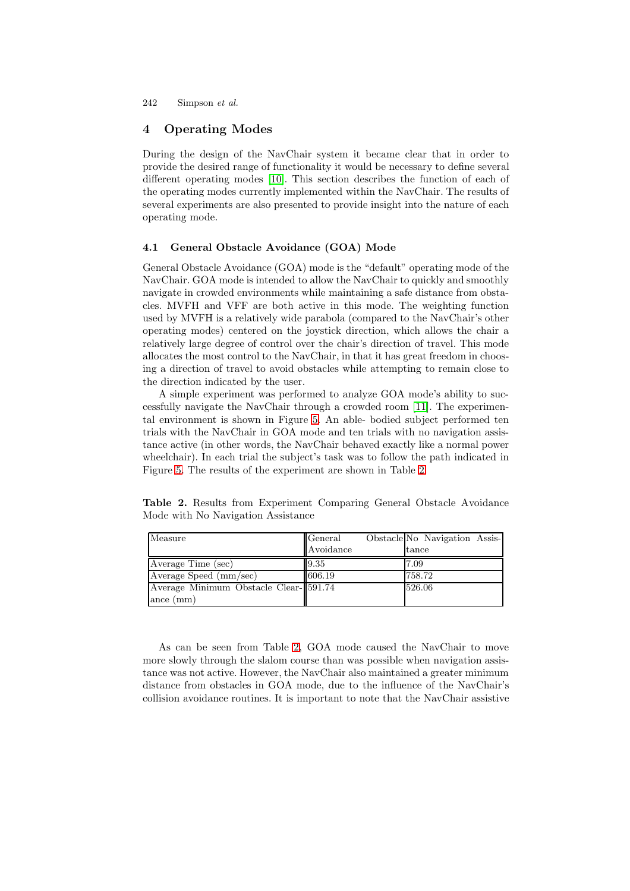## 4 Operating Modes

During the design of the NavChair system it became clear that in order to provide the desired range of functionality it would be necessary to define several different operating modes [10]. This section describes the function of each of the operating modes currently implemented within the NavChair. The results of several experiments are also presented to provide insight into the nature of each operating mode.

### 4.1 General Obstacle Avoidance (GOA) Mode

General Obstacle Avoidance (GOA) mode is the "default" operating mode of the NavChair. GOA mode is intended to allow the NavChair to quickly and smoothly navigate in crowded environments while maintaining a safe distance from obstacles. MVFH and VFF are both active in this mode. The weighting function used by MVFH is a relatively wide parabola (compared to the NavChair's other operating modes) centered on the joystick direction, which allows the chair a relatively large degree of control over the chair's direction of travel. This mode allocates the most control to the NavChair, in that it has great freedom in choosing a direction of travel to avoid obstacles while attempting to remain close to the direction indicated by the user.

A simple experiment was performed to analyze GOA mode's ability to successfully navigate the NavChair through a crowded room [11]. The experimental environment is shown in Figure 5. An able- bodied subject performed ten trials with the NavChair in GOA mode and ten trials with no navigation assistance active (in other words, the NavChair behaved exactly like a normal power wheelchair). In each trial the subject's task was to follow the path indicated in Figure 5. The results of the experiment are shown in Table 2.

**Table 2.** Results from Experiment Comparing General Obstacle Avoidance Mode with No Navigation Assistance

| Measure | General Obstacle Avoidance | No Navigation Assistance |
|---|---|---|
| Average Time (sec) | 9.35 | 7.09 |
| Average Speed (mm/sec) | 606.19 | 758.72 |
| Average Minimum Obstacle Clearance (mm) | 591.74 | 526.06 |

As can be seen from Table 2, GOA mode caused the NavChair to move more slowly through the slalom course than was possible when navigation assistance was not active. However, the NavChair also maintained a greater minimum distance from obstacles in GOA mode, due to the influence of the NavChair's collision avoidance routines. It is important to note that the NavChair assistive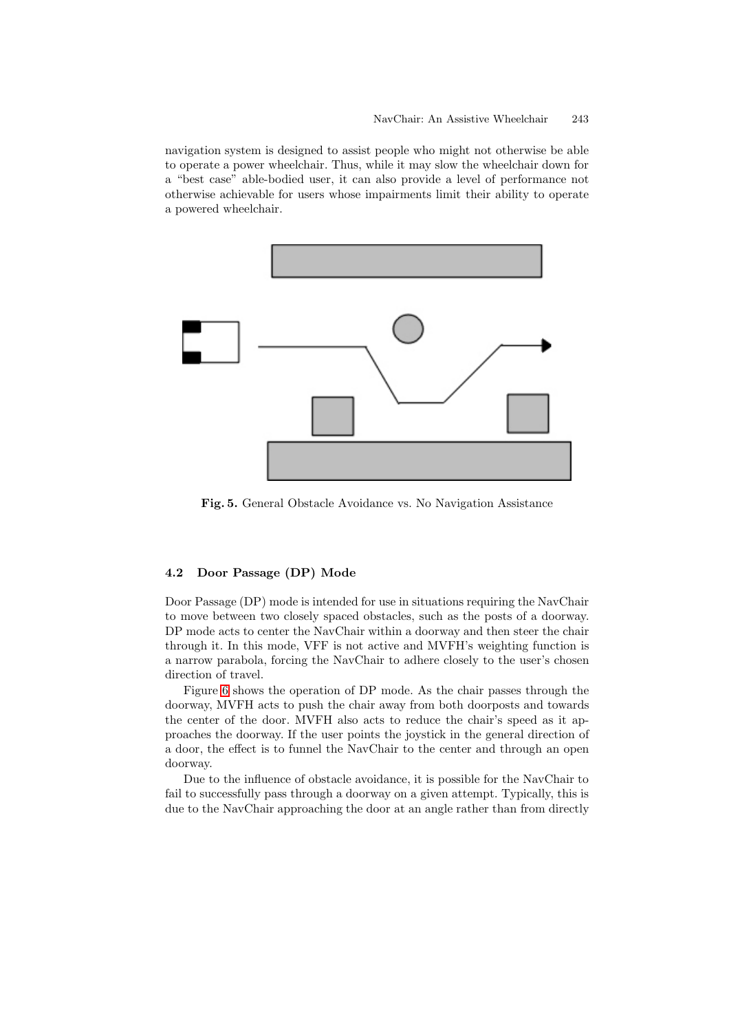navigation system is designed to assist people who might not otherwise be able to operate a power wheelchair. Thus, while it may slow the wheelchair down for a "best case" able-bodied user, it can also provide a level of performance not otherwise achievable for users whose impairments limit their ability to operate a powered wheelchair.

**Fig. 5.** General Obstacle Avoidance vs. No Navigation Assistance

### 4.2 Door Passage (DP) Mode

Door Passage (DP) mode is intended for use in situations requiring the NavChair to move between two closely spaced obstacles, such as the posts of a doorway. DP mode acts to center the NavChair within a doorway and then steer the chair through it. In this mode, VFF is not active and MVFH's weighting function is a narrow parabola, forcing the NavChair to adhere closely to the user's chosen direction of travel.

Figure 6 shows the operation of DP mode. As the chair passes through the doorway, MVFH acts to push the chair away from both doorposts and towards the center of the door. MVFH also acts to reduce the chair's speed as it approaches the doorway. If the user points the joystick in the general direction of a door, the effect is to funnel the NavChair to the center and through an open doorway.

Due to the influence of obstacle avoidance, it is possible for the NavChair to fail to successfully pass through a doorway on a given attempt. Typically, this is due to the NavChair approaching the door at an angle rather than from directly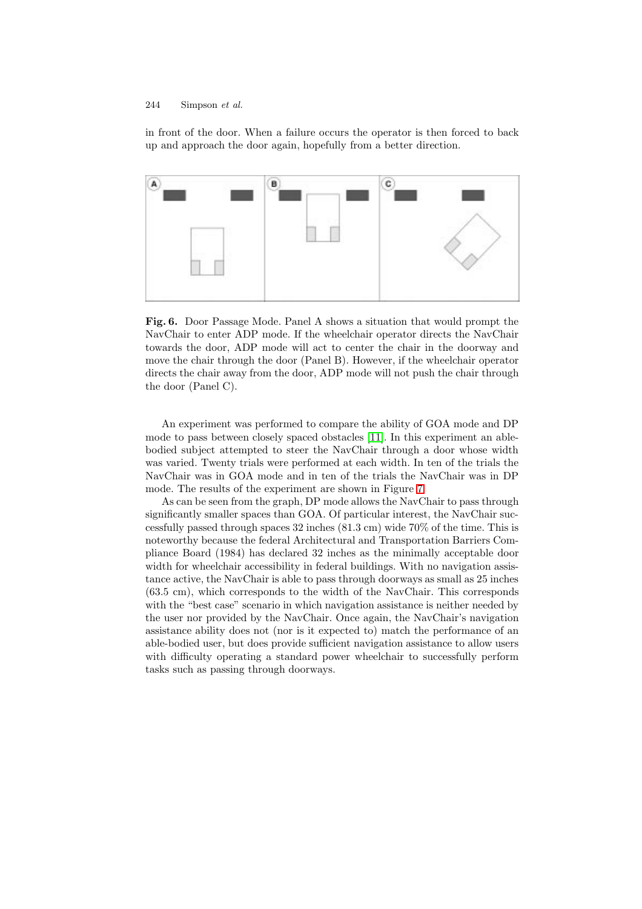in front of the door. When a failure occurs the operator is then forced to back up and approach the door again, hopefully from a better direction.

A

B

C

**Fig. 6.** Door Passage Mode. Panel A shows a situation that would prompt the NavChair to enter ADP mode. If the wheelchair operator directs the NavChair towards the door, ADP mode will act to center the chair in the doorway and move the chair through the door (Panel B). However, if the wheelchair operator directs the chair away from the door, ADP mode will not push the chair through the door (Panel C).

An experiment was performed to compare the ability of GOA mode and DP mode to pass between closely spaced obstacles [11]. In this experiment an able-bodied subject attempted to steer the NavChair through a door whose width was varied. Twenty trials were performed at each width. In ten of the trials the NavChair was in GOA mode and in ten of the trials the NavChair was in DP mode. The results of the experiment are shown in Figure 7.

As can be seen from the graph, DP mode allows the NavChair to pass through significantly smaller spaces than GOA. Of particular interest, the NavChair successfully passed through spaces 32 inches (81.3 cm) wide 70% of the time. This is noteworthy because the federal Architectural and Transportation Barriers Compliance Board (1984) has declared 32 inches as the minimally acceptable door width for wheelchair accessibility in federal buildings. With no navigation assistance active, the NavChair is able to pass through doorways as small as 25 inches (63.5 cm), which corresponds to the width of the NavChair. This corresponds with the "best case" scenario in which navigation assistance is neither needed by the user nor provided by the NavChair. Once again, the NavChair's navigation assistance ability does not (nor is it expected to) match the performance of an able-bodied user, but does provide sufficient navigation assistance to allow users with difficulty operating a standard power wheelchair to successfully perform tasks such as passing through doorways.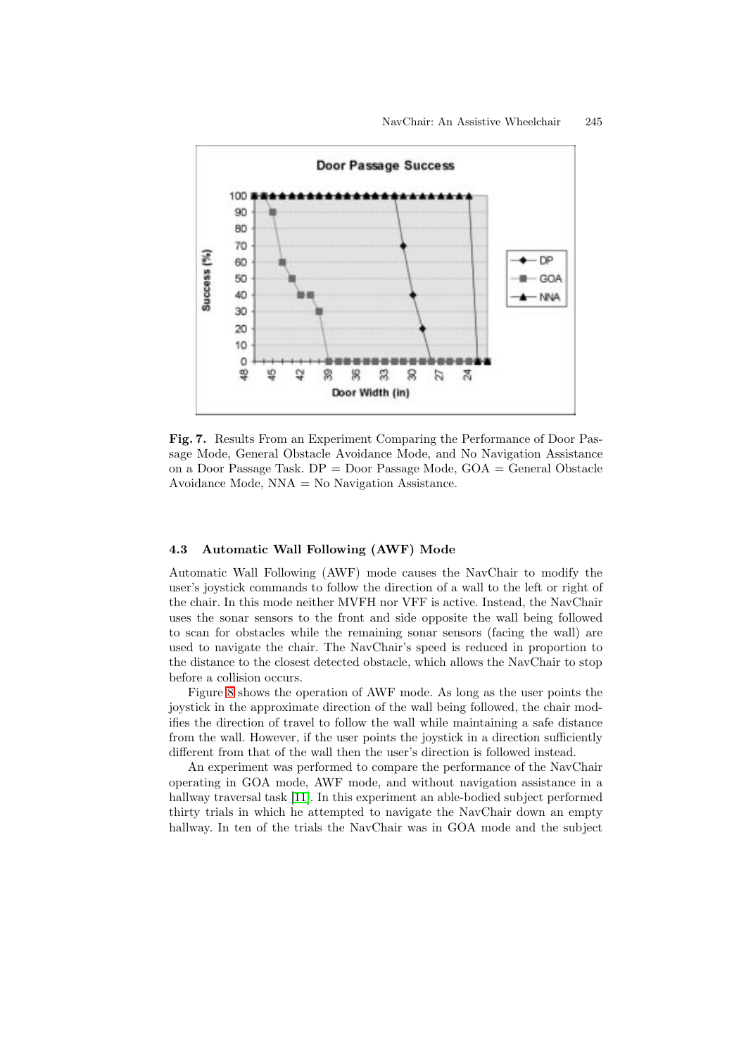**Fig. 7.** Results From an Experiment Comparing the Performance of Door Passage Mode, General Obstacle Avoidance Mode, and No Navigation Assistance on a Door Passage Task. DP = Door Passage Mode, GOA = General Obstacle Avoidance Mode, NNA = No Navigation Assistance.

### 4.3 Automatic Wall Following (AWF) Mode

Automatic Wall Following (AWF) mode causes the NavChair to modify the user's joystick commands to follow the direction of a wall to the left or right of the chair. In this mode neither MVFH nor VFF is active. Instead, the NavChair uses the sonar sensors to the front and side opposite the wall being followed to scan for obstacles while the remaining sonar sensors (facing the wall) are used to navigate the chair. The NavChair's speed is reduced in proportion to the distance to the closest detected obstacle, which allows the NavChair to stop before a collision occurs.

Figure 8 shows the operation of AWF mode. As long as the user points the joystick in the approximate direction of the wall being followed, the chair modifies the direction of travel to follow the wall while maintaining a safe distance from the wall. However, if the user points the joystick in a direction sufficiently different from that of the wall then the user's direction is followed instead.

An experiment was performed to compare the performance of the NavChair operating in GOA mode, AWF mode, and without navigation assistance in a hallway traversal task [11]. In this experiment an able-bodied subject performed thirty trials in which he attempted to navigate the NavChair down an empty hallway. In ten of the trials the NavChair was in GOA mode and the subject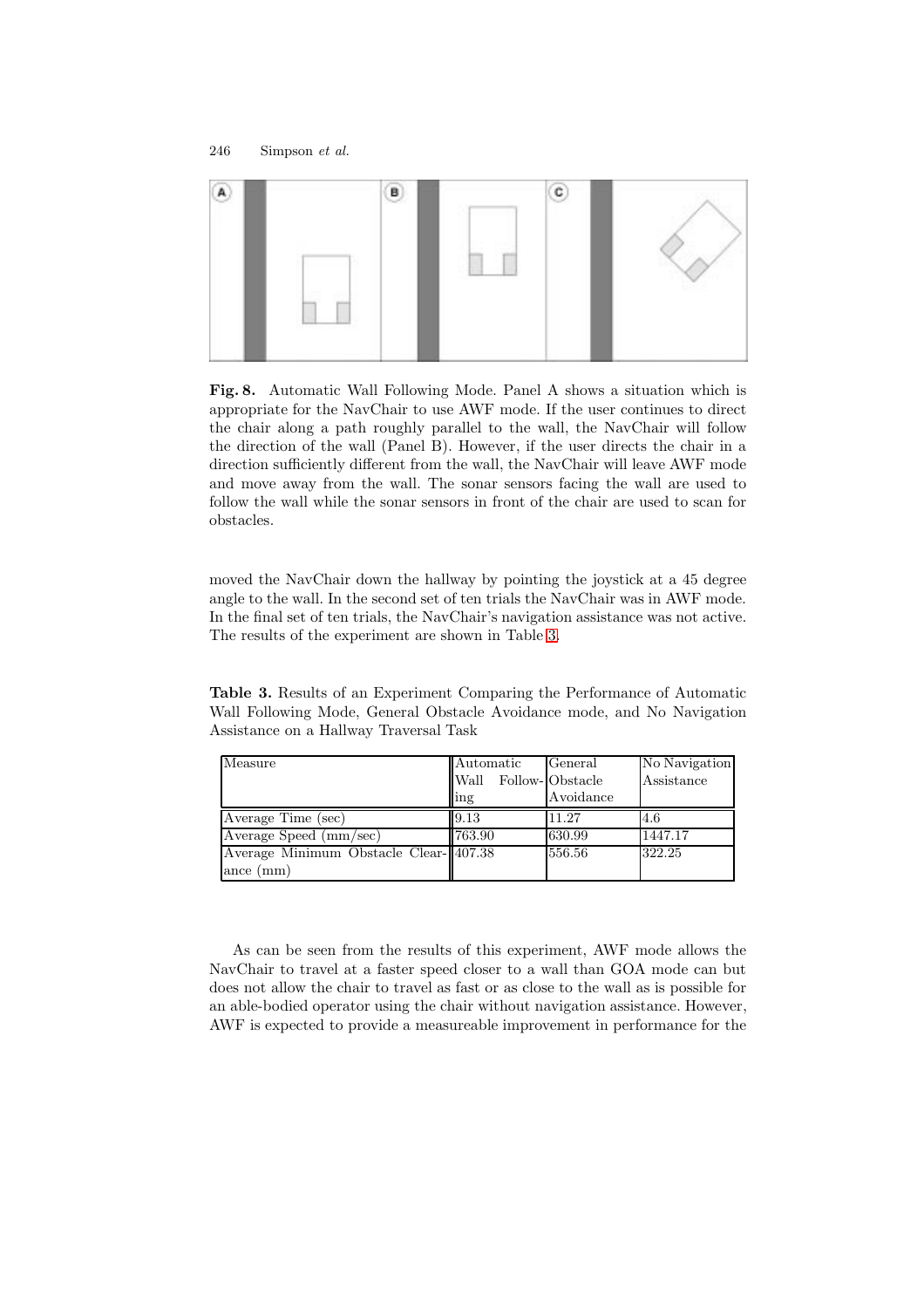**Fig. 8.** Automatic Wall Following Mode. Panel A shows a situation which is appropriate for the NavChair to use AWF mode. If the user continues to direct the chair along a path roughly parallel to the wall, the NavChair will follow the direction of the wall (Panel B). However, if the user directs the chair in a direction sufficiently different from the wall, the NavChair will leave AWF mode and move away from the wall. The sonar sensors facing the wall are used to follow the wall while the sonar sensors in front of the chair are used to scan for obstacles.

moved the NavChair down the hallway by pointing the joystick at a 45 degree angle to the wall. In the second set of ten trials the NavChair was in AWF mode. In the final set of ten trials, the NavChair's navigation assistance was not active. The results of the experiment are shown in Table 3.

**Table 3.** Results of an Experiment Comparing the Performance of Automatic Wall Following Mode, General Obstacle Avoidance mode, and No Navigation Assistance on a Hallway Traversal Task

| Measure | Automatic Wall Following | General Obstacle Avoidance | No Navigation Assistance |
|---|---|---|---|
| Average Time (sec) | 9.13 | 11.27 | 4.6 |
| Average Speed (mm/sec) | 763.90 | 630.99 | 1447.17 |
| Average Minimum Obstacle Clearance (mm) | 407.38 | 556.56 | 322.25 |

As can be seen from the results of this experiment, AWF mode allows the NavChair to travel at a faster speed closer to a wall than GOA mode can but does not allow the chair to travel as fast or as close to the wall as is possible for an able-bodied operator using the chair without navigation assistance. However, AWF is expected to provide a measureable improvement in performance for the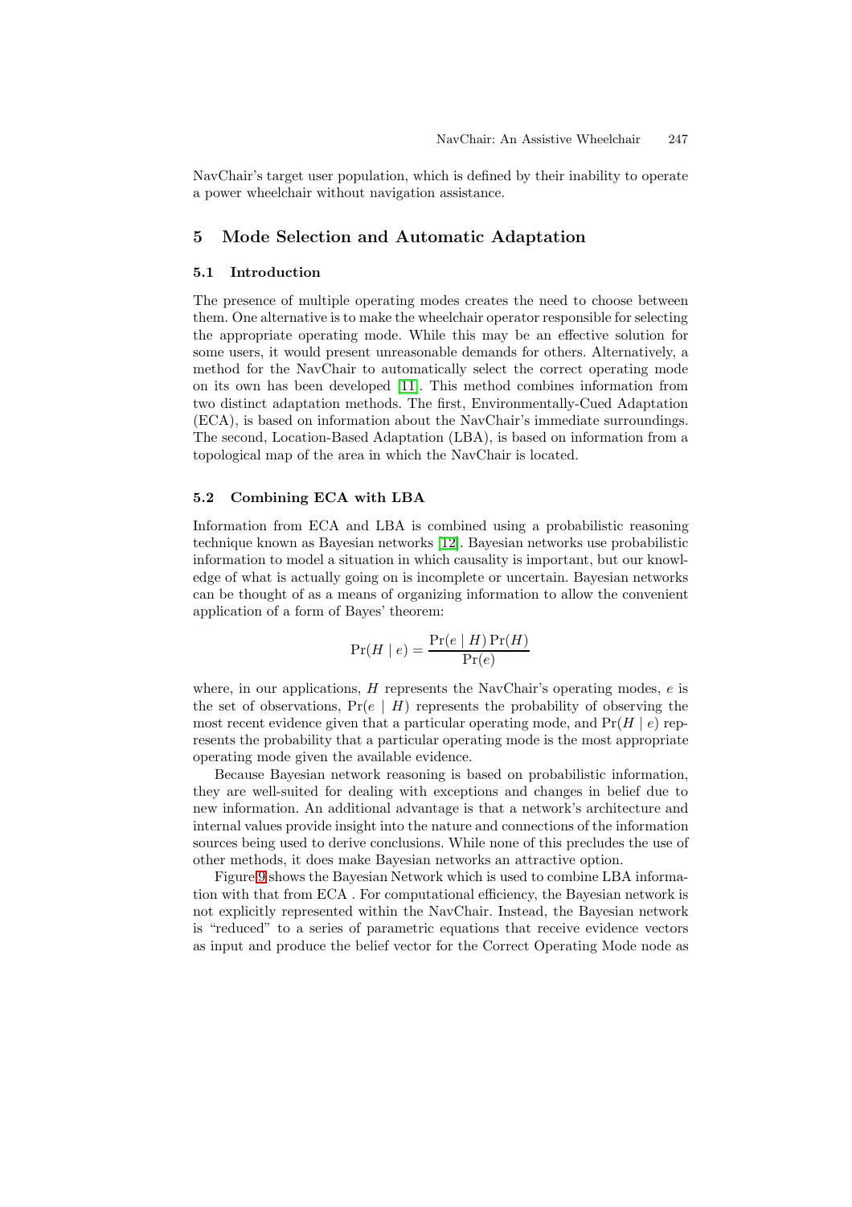NavChair's target user population, which is defined by their inability to operate a power wheelchair without navigation assistance.

## 5 Mode Selection and Automatic Adaptation

### 5.1 Introduction

The presence of multiple operating modes creates the need to choose between them. One alternative is to make the wheelchair operator responsible for selecting the appropriate operating mode. While this may be an effective solution for some users, it would present unreasonable demands for others. Alternatively, a method for the NavChair to automatically select the correct operating mode on its own has been developed [11]. This method combines information from two distinct adaptation methods. The first, Environmentally-Cued Adaptation (ECA), is based on information about the NavChair's immediate surroundings. The second, Location-Based Adaptation (LBA), is based on information from a topological map of the area in which the NavChair is located.

### 5.2 Combining ECA with LBA

Information from ECA and LBA is combined using a probabilistic reasoning technique known as Bayesian networks [12]. Bayesian networks use probabilistic information to model a situation in which causality is important, but our knowledge of what is actually going on is incomplete or uncertain. Bayesian networks can be thought of as a means of organizing information to allow the convenient application of a form of Bayes' theorem:

$$\Pr(H \mid e) = \frac{\Pr(e \mid H)\Pr(H)}{\Pr(e)}$$

where, in our applications, $H$ represents the NavChair's operating modes, $e$ is the set of observations, $\Pr(e \mid H)$ represents the probability of observing the most recent evidence given that a particular operating mode, and $\Pr(H \mid e)$ represents the probability that a particular operating mode is the most appropriate operating mode given the available evidence.

Because Bayesian network reasoning is based on probabilistic information, they are well-suited for dealing with exceptions and changes in belief due to new information. An additional advantage is that a network's architecture and internal values provide insight into the nature and connections of the information sources being used to derive conclusions. While none of this precludes the use of other methods, it does make Bayesian networks an attractive option.

Figure 9 shows the Bayesian Network which is used to combine LBA information with that from ECA . For computational efficiency, the Bayesian network is not explicitly represented within the NavChair. Instead, the Bayesian network is "reduced" to a series of parametric equations that receive evidence vectors as input and produce the belief vector for the Correct Operating Mode node as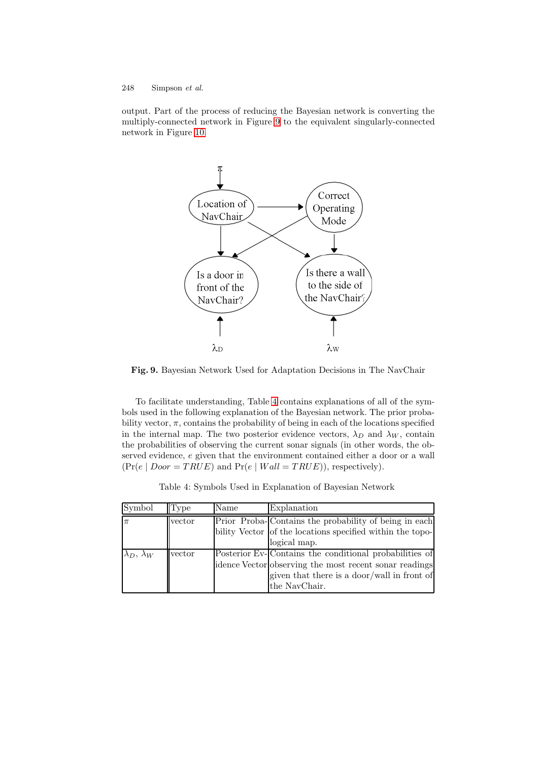output. Part of the process of reducing the Bayesian network is converting the multiply-connected network in Figure 9 to the equivalent singularly-connected network in Figure 10.

**Fig. 9.** Bayesian Network Used for Adaptation Decisions in The NavChair

To facilitate understanding, Table 4 contains explanations of all of the symbols used in the following explanation of the Bayesian network. The prior probability vector, $\pi$, contains the probability of being in each of the locations specified in the internal map. The two posterior evidence vectors, $\lambda_D$ and $\lambda_W$, contain the probabilities of observing the current sonar signals (in other words, the observed evidence, $e$ given that the environment contained either a door or a wall ($\Pr(e \mid Door = TRUE)$ and $\Pr(e \mid Wall = TRUE)$), respectively).

Table 4: Symbols Used in Explanation of Bayesian Network

| Symbol | Type | Name | Explanation |
|---|---|---|---|
| $\pi$ | vector | Prior Probability Vector | Contains the probability of being in each of the locations specified within the topological map. |
| $\lambda_D$, $\lambda_W$ | vector | Posterior Evidence Vector | Contains the conditional probabilities of observing the most recent sonar readings given that there is a door/wall in front of the NavChair. |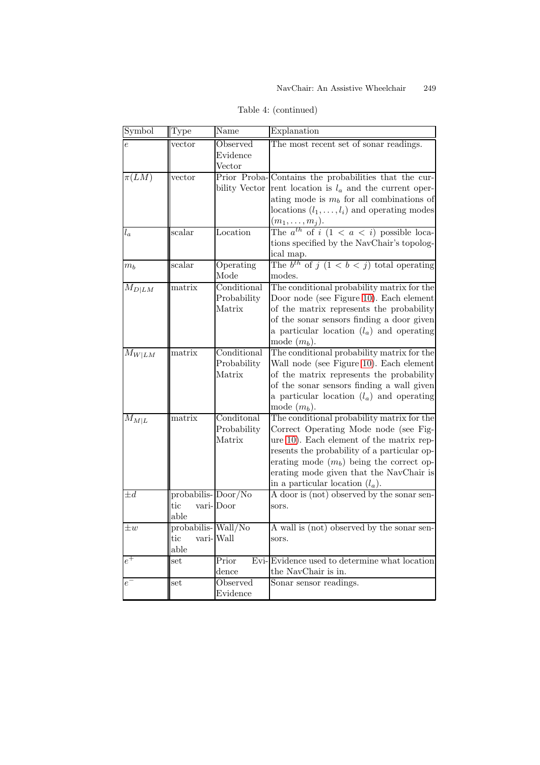Table 4: (continued)

| Symbol | Type | Name | Explanation |
|---|---|---|---|
| $e$ | vector | Observed Evidence Vector | The most recent set of sonar readings. |
| $\pi(LM)$ | vector | Prior Probability Vector | Contains the probabilities that the current location is $l_a$ and the current operating mode is $m_b$ for all combinations of locations $(l_1, \ldots, l_i)$ and operating modes $(m_1, \ldots, m_j)$. |
| $l_a$ | scalar | Location | The $a^{th}$ of $i$ $(1 < a < i)$ possible locations specified by the NavChair's topological map. |
| $m_b$ | scalar | Operating Mode | The $b^{th}$ of $j$ $(1 < b < j)$ total operating modes. |
| $M_{D\|LM}$ | matrix | Conditional Probability Matrix | The conditional probability matrix for the Door node (see Figure 10). Each element of the matrix represents the probability of the sonar sensors finding a door given a particular location $(l_a)$ and operating mode $(m_b)$. |
| $M_{W\|LM}$ | matrix | Conditional Probability Matrix | The conditional probability matrix for the Wall node (see Figure 10). Each element of the matrix represents the probability of the sonar sensors finding a wall given a particular location $(l_a)$ and operating mode $(m_b)$. |
| $M_{M\|L}$ | matrix | Conditonal Probability Matrix | The conditional probability matrix for the Correct Operating Mode node (see Figure 10). Each element of the matrix represents the probability of a particular operating mode $(m_b)$ being the correct operating mode given that the NavChair is in a particular location $(l_a)$. |
| $\pm d$ | probabilistic variable | Door/No Door | A door is (not) observed by the sonar sensors. |
| $\pm w$ | probabilistic variable | Wall/No Wall | A wall is (not) observed by the sonar sensors. |
| $e^+$ | set | Prior Evidence | Evidence used to determine what location the NavChair is in. |
| $e^-$ | set | Observed Evidence | Sonar sensor readings. |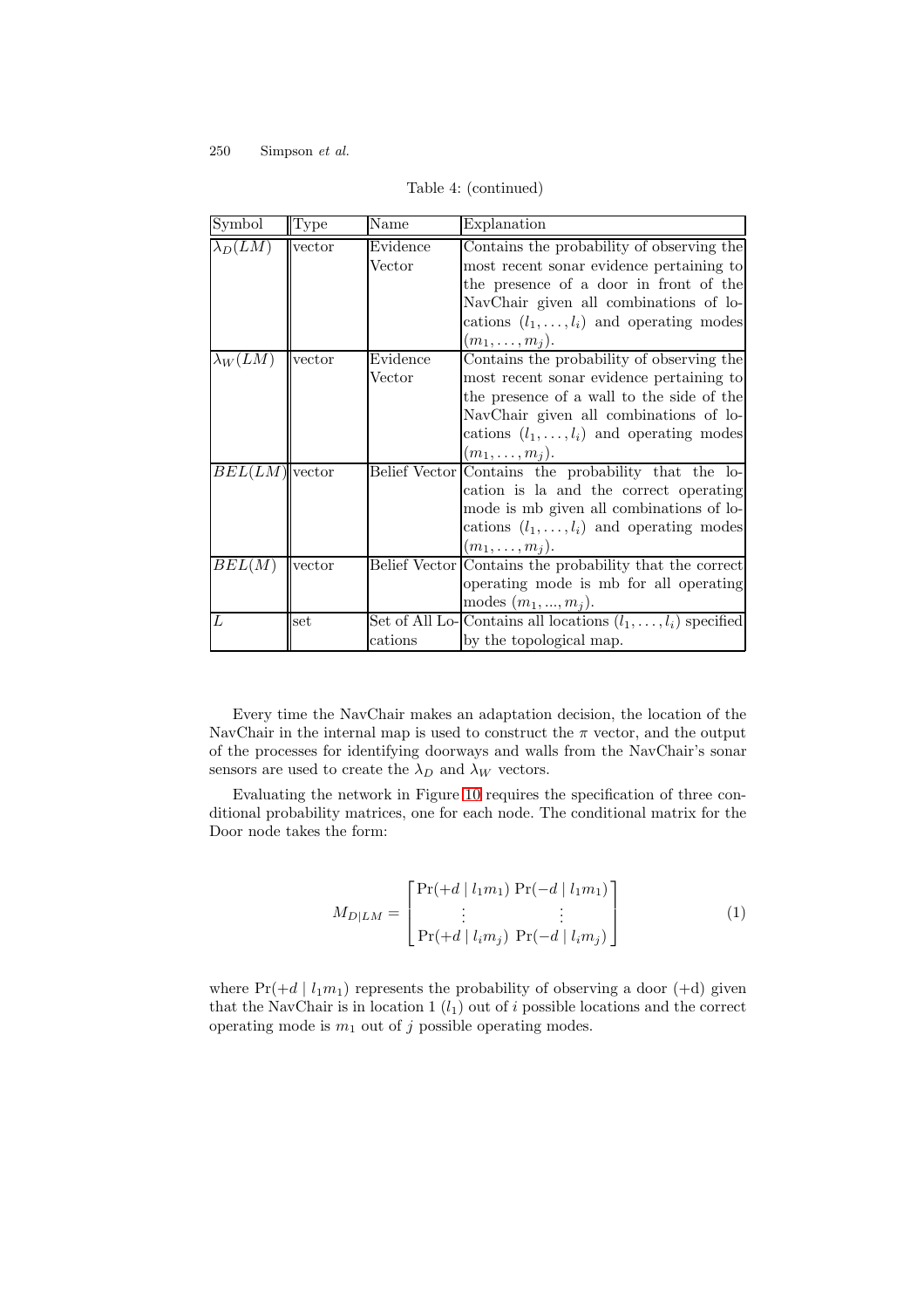Table 4: (continued)

| Symbol | Type | Name | Explanation |
| --- | --- | --- | --- |
| $\lambda_D(LM)$ | vector | Evidence Vector | Contains the probability of observing the most recent sonar evidence pertaining to the presence of a door in front of the NavChair given all combinations of locations $(l_1, \ldots, l_i)$ and operating modes $(m_1, \ldots, m_j)$. |
| $\lambda_W(LM)$ | vector | Evidence Vector | Contains the probability of observing the most recent sonar evidence pertaining to the presence of a wall to the side of the NavChair given all combinations of locations $(l_1, \ldots, l_i)$ and operating modes $(m_1, \ldots, m_j)$. |
| $BEL(LM)$ | vector | Belief Vector | Contains the probability that the location is la and the correct operating mode is mb given all combinations of locations $(l_1, \ldots, l_i)$ and operating modes $(m_1, \ldots, m_j)$. |
| $BEL(M)$ | vector | Belief Vector | Contains the probability that the correct operating mode is mb for all operating modes $(m_1, ..., m_j)$. |
| $L$ | set | Set of All Locations | Contains all locations $(l_1, \ldots, l_i)$ specified by the topological map. |

Every time the NavChair makes an adaptation decision, the location of the NavChair in the internal map is used to construct the $\pi$ vector, and the output of the processes for identifying doorways and walls from the NavChair's sonar sensors are used to create the $\lambda_D$ and $\lambda_W$ vectors.

Evaluating the network in Figure 10 requires the specification of three conditional probability matrices, one for each node. The conditional matrix for the Door node takes the form:

$$M_{D|LM} = \begin{bmatrix} \Pr(+d \mid l_1 m_1) \; \Pr(-d \mid l_1 m_1) \\ \vdots \qquad\qquad\qquad \vdots \\ \Pr(+d \mid l_i m_j) \; \Pr(-d \mid l_i m_j) \end{bmatrix} \tag{1}$$

where $\Pr(+d \mid l_1 m_1)$ represents the probability of observing a door (+d) given that the NavChair is in location 1 ($l_1$) out of $i$ possible locations and the correct operating mode is $m_1$ out of $j$ possible operating modes.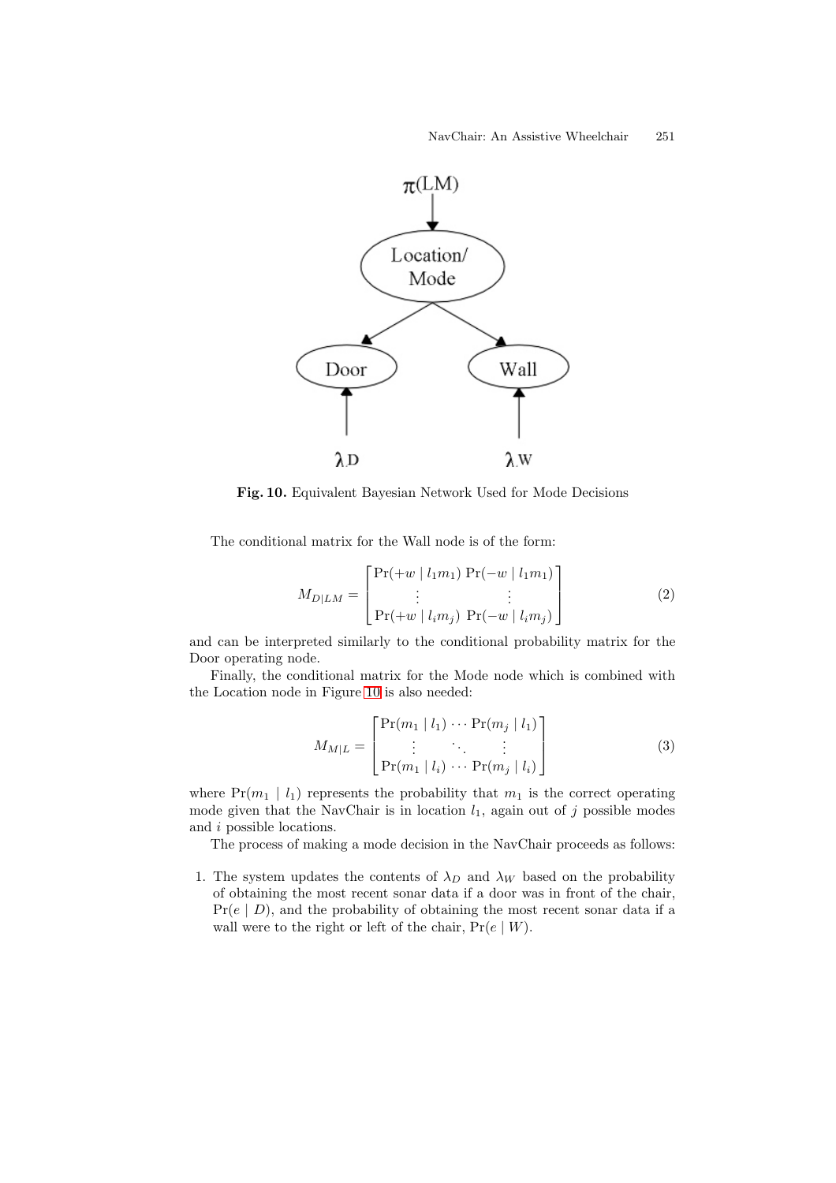**Fig. 10.** Equivalent Bayesian Network Used for Mode Decisions

The conditional matrix for the Wall node is of the form:

$$M_{D|LM} = \begin{bmatrix} \Pr(+w \mid l_1 m_1) \ \Pr(-w \mid l_1 m_1) \\ \vdots \qquad\qquad \vdots \\ \Pr(+w \mid l_i m_j) \ \Pr(-w \mid l_i m_j) \end{bmatrix} \tag{2}$$

and can be interpreted similarly to the conditional probability matrix for the Door operating node.

Finally, the conditional matrix for the Mode node which is combined with the Location node in Figure 10 is also needed:

$$M_{M|L} = \begin{bmatrix} \Pr(m_1 \mid l_1) \cdots \Pr(m_j \mid l_1) \\ \vdots \qquad \ddots \qquad \vdots \\ \Pr(m_1 \mid l_i) \cdots \Pr(m_j \mid l_i) \end{bmatrix} \tag{3}$$

where $\Pr(m_1 \mid l_1)$ represents the probability that $m_1$ is the correct operating mode given that the NavChair is in location $l_1$, again out of $j$ possible modes and $i$ possible locations.

The process of making a mode decision in the NavChair proceeds as follows:

1. The system updates the contents of $\lambda_D$ and $\lambda_W$ based on the probability of obtaining the most recent sonar data if a door was in front of the chair, $\Pr(e \mid D)$, and the probability of obtaining the most recent sonar data if a wall were to the right or left of the chair, $\Pr(e \mid W)$.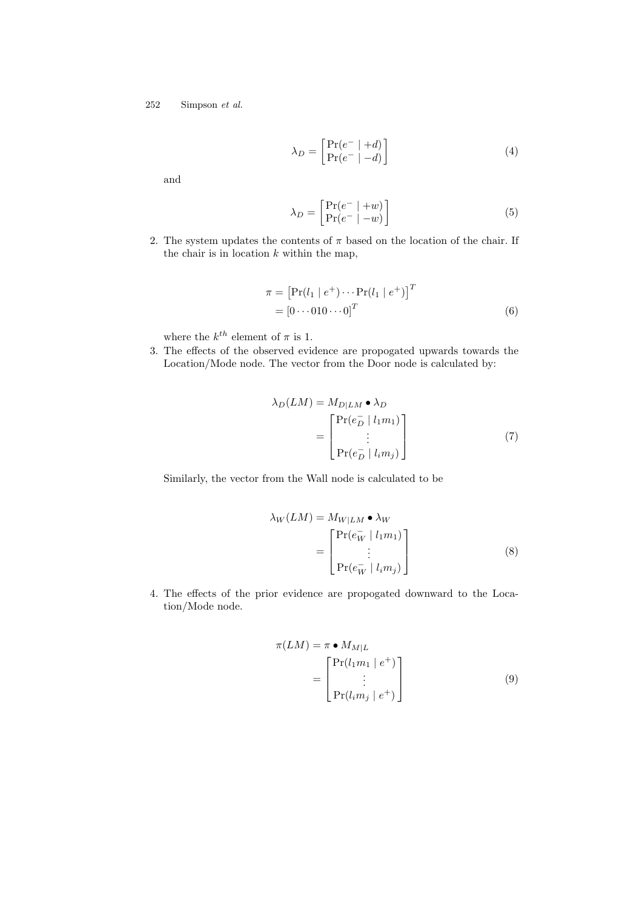$$\lambda_D = \begin{bmatrix} \Pr(e^- \mid +d) \\ \Pr(e^- \mid -d) \end{bmatrix} \tag{4}$$

and

$$\lambda_D = \begin{bmatrix} \Pr(e^- \mid +w) \\ \Pr(e^- \mid -w) \end{bmatrix} \tag{5}$$

2. The system updates the contents of $\pi$ based on the location of the chair. If the chair is in location $k$ within the map,

$$\begin{aligned} \pi &= \left[\Pr(l_1 \mid e^+) \cdots \Pr(l_1 \mid e^+)\right]^T \\ &= [0 \cdots 010 \cdots 0]^T \end{aligned} \tag{6}$$

where the $k^{th}$ element of $\pi$ is 1.

3. The effects of the observed evidence are propogated upwards towards the Location/Mode node. The vector from the Door node is calculated by:

$$\begin{aligned} \lambda_D(LM) &= M_{D|LM} \bullet \lambda_D \\ &= \begin{bmatrix} \Pr(e_D^- \mid l_1 m_1) \\ \vdots \\ \Pr(e_D^- \mid l_i m_j) \end{bmatrix} \end{aligned} \tag{7}$$

Similarly, the vector from the Wall node is calculated to be

$$\begin{aligned} \lambda_W(LM) &= M_{W|LM} \bullet \lambda_W \\ &= \begin{bmatrix} \Pr(e_W^- \mid l_1 m_1) \\ \vdots \\ \Pr(e_W^- \mid l_i m_j) \end{bmatrix} \end{aligned} \tag{8}$$

4. The effects of the prior evidence are propogated downward to the Location/Mode node.

$$\begin{aligned} \pi(LM) &= \pi \bullet M_{M|L} \\ &= \begin{bmatrix} \Pr(l_1 m_1 \mid e^+) \\ \vdots \\ \Pr(l_i m_j \mid e^+) \end{bmatrix} \end{aligned} \tag{9}$$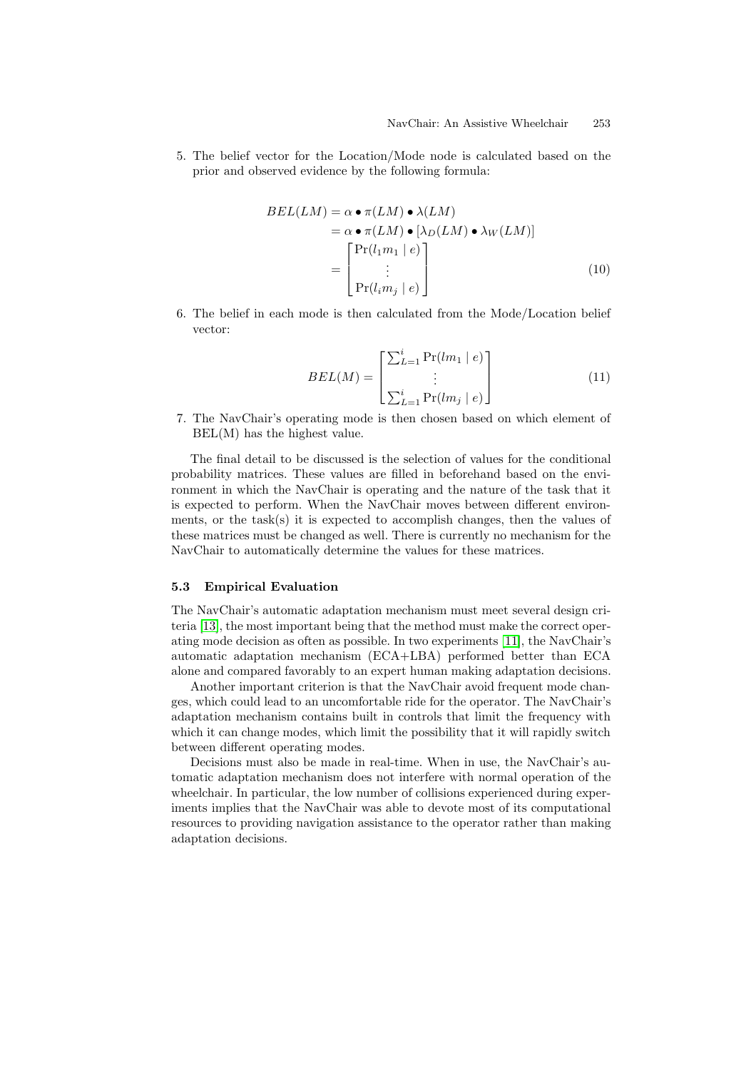5. The belief vector for the Location/Mode node is calculated based on the prior and observed evidence by the following formula:

$$
\begin{aligned}
BEL(LM) &= \alpha \bullet \pi(LM) \bullet \lambda(LM) \\
&= \alpha \bullet \pi(LM) \bullet [\lambda_D(LM) \bullet \lambda_W(LM)] \\
&= \begin{bmatrix} \Pr(l_1 m_1 \mid e) \\ \vdots \\ \Pr(l_i m_j \mid e) \end{bmatrix}
\end{aligned} \tag{10}
$$

6. The belief in each mode is then calculated from the Mode/Location belief vector:

$$
BEL(M) = \begin{bmatrix} \sum_{L=1}^{i} \Pr(lm_1 \mid e) \\ \vdots \\ \sum_{L=1}^{i} \Pr(lm_j \mid e) \end{bmatrix} \tag{11}
$$

7. The NavChair's operating mode is then chosen based on which element of BEL(M) has the highest value.

The final detail to be discussed is the selection of values for the conditional probability matrices. These values are filled in beforehand based on the environment in which the NavChair is operating and the nature of the task that it is expected to perform. When the NavChair moves between different environments, or the task(s) it is expected to accomplish changes, then the values of these matrices must be changed as well. There is currently no mechanism for the NavChair to automatically determine the values for these matrices.

### 5.3 Empirical Evaluation

The NavChair's automatic adaptation mechanism must meet several design criteria [13], the most important being that the method must make the correct operating mode decision as often as possible. In two experiments [11], the NavChair's automatic adaptation mechanism (ECA+LBA) performed better than ECA alone and compared favorably to an expert human making adaptation decisions.

Another important criterion is that the NavChair avoid frequent mode changes, which could lead to an uncomfortable ride for the operator. The NavChair's adaptation mechanism contains built in controls that limit the frequency with which it can change modes, which limit the possibility that it will rapidly switch between different operating modes.

Decisions must also be made in real-time. When in use, the NavChair's automatic adaptation mechanism does not interfere with normal operation of the wheelchair. In particular, the low number of collisions experienced during experiments implies that the NavChair was able to devote most of its computational resources to providing navigation assistance to the operator rather than making adaptation decisions.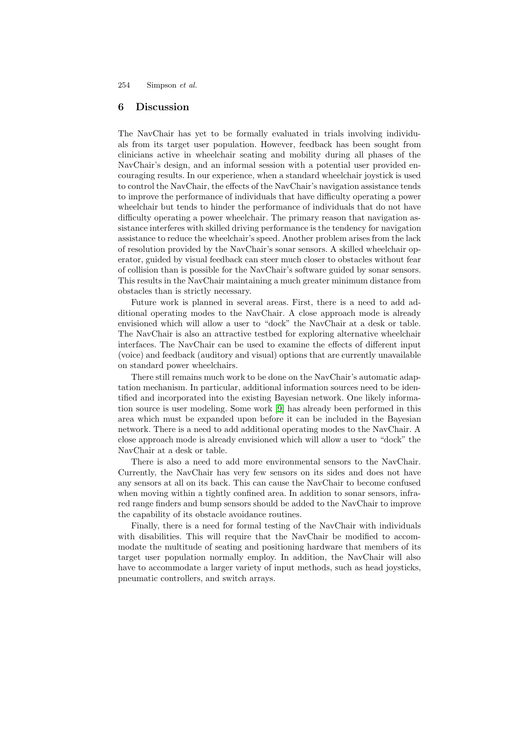## 6 Discussion

The NavChair has yet to be formally evaluated in trials involving individuals from its target user population. However, feedback has been sought from clinicians active in wheelchair seating and mobility during all phases of the NavChair's design, and an informal session with a potential user provided encouraging results. In our experience, when a standard wheelchair joystick is used to control the NavChair, the effects of the NavChair's navigation assistance tends to improve the performance of individuals that have difficulty operating a power wheelchair but tends to hinder the performance of individuals that do not have difficulty operating a power wheelchair. The primary reason that navigation assistance interferes with skilled driving performance is the tendency for navigation assistance to reduce the wheelchair's speed. Another problem arises from the lack of resolution provided by the NavChair's sonar sensors. A skilled wheelchair operator, guided by visual feedback can steer much closer to obstacles without fear of collision than is possible for the NavChair's software guided by sonar sensors. This results in the NavChair maintaining a much greater minimum distance from obstacles than is strictly necessary.

Future work is planned in several areas. First, there is a need to add additional operating modes to the NavChair. A close approach mode is already envisioned which will allow a user to "dock" the NavChair at a desk or table. The NavChair is also an attractive testbed for exploring alternative wheelchair interfaces. The NavChair can be used to examine the effects of different input (voice) and feedback (auditory and visual) options that are currently unavailable on standard power wheelchairs.

There still remains much work to be done on the NavChair's automatic adaptation mechanism. In particular, additional information sources need to be identified and incorporated into the existing Bayesian network. One likely information source is user modeling. Some work [9] has already been performed in this area which must be expanded upon before it can be included in the Bayesian network. There is a need to add additional operating modes to the NavChair. A close approach mode is already envisioned which will allow a user to "dock" the NavChair at a desk or table.

There is also a need to add more environmental sensors to the NavChair. Currently, the NavChair has very few sensors on its sides and does not have any sensors at all on its back. This can cause the NavChair to become confused when moving within a tightly confined area. In addition to sonar sensors, infrared range finders and bump sensors should be added to the NavChair to improve the capability of its obstacle avoidance routines.

Finally, there is a need for formal testing of the NavChair with individuals with disabilities. This will require that the NavChair be modified to accommodate the multitude of seating and positioning hardware that members of its target user population normally employ. In addition, the NavChair will also have to accommodate a larger variety of input methods, such as head joysticks, pneumatic controllers, and switch arrays.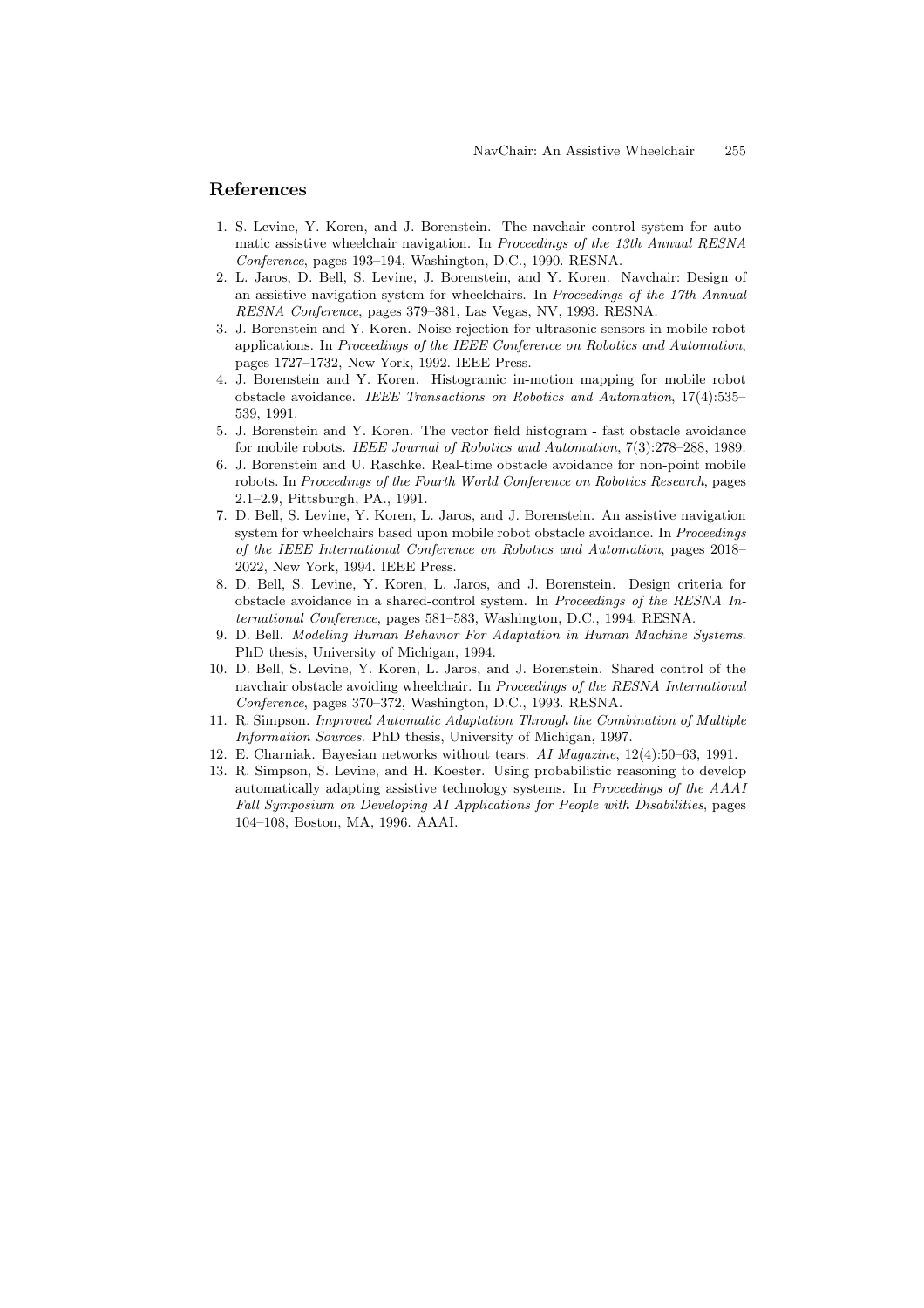## References

1. S. Levine, Y. Koren, and J. Borenstein. The navchair control system for automatic assistive wheelchair navigation. In *Proceedings of the 13th Annual RESNA Conference*, pages 193–194, Washington, D.C., 1990. RESNA.
2. L. Jaros, D. Bell, S. Levine, J. Borenstein, and Y. Koren. Navchair: Design of an assistive navigation system for wheelchairs. In *Proceedings of the 17th Annual RESNA Conference*, pages 379–381, Las Vegas, NV, 1993. RESNA.
3. J. Borenstein and Y. Koren. Noise rejection for ultrasonic sensors in mobile robot applications. In *Proceedings of the IEEE Conference on Robotics and Automation*, pages 1727–1732, New York, 1992. IEEE Press.
4. J. Borenstein and Y. Koren. Histogramic in-motion mapping for mobile robot obstacle avoidance. *IEEE Transactions on Robotics and Automation*, 17(4):535–539, 1991.
5. J. Borenstein and Y. Koren. The vector field histogram - fast obstacle avoidance for mobile robots. *IEEE Journal of Robotics and Automation*, 7(3):278–288, 1989.
6. J. Borenstein and U. Raschke. Real-time obstacle avoidance for non-point mobile robots. In *Proceedings of the Fourth World Conference on Robotics Research*, pages 2.1–2.9, Pittsburgh, PA., 1991.
7. D. Bell, S. Levine, Y. Koren, L. Jaros, and J. Borenstein. An assistive navigation system for wheelchairs based upon mobile robot obstacle avoidance. In *Proceedings of the IEEE International Conference on Robotics and Automation*, pages 2018–2022, New York, 1994. IEEE Press.
8. D. Bell, S. Levine, Y. Koren, L. Jaros, and J. Borenstein. Design criteria for obstacle avoidance in a shared-control system. In *Proceedings of the RESNA International Conference*, pages 581–583, Washington, D.C., 1994. RESNA.
9. D. Bell. *Modeling Human Behavior For Adaptation in Human Machine Systems*. PhD thesis, University of Michigan, 1994.
10. D. Bell, S. Levine, Y. Koren, L. Jaros, and J. Borenstein. Shared control of the navchair obstacle avoiding wheelchair. In *Proceedings of the RESNA International Conference*, pages 370–372, Washington, D.C., 1993. RESNA.
11. R. Simpson. *Improved Automatic Adaptation Through the Combination of Multiple Information Sources*. PhD thesis, University of Michigan, 1997.
12. E. Charniak. Bayesian networks without tears. *AI Magazine*, 12(4):50–63, 1991.
13. R. Simpson, S. Levine, and H. Koester. Using probabilistic reasoning to develop automatically adapting assistive technology systems. In *Proceedings of the AAAI Fall Symposium on Developing AI Applications for People with Disabilities*, pages 104–108, Boston, MA, 1996. AAAI.